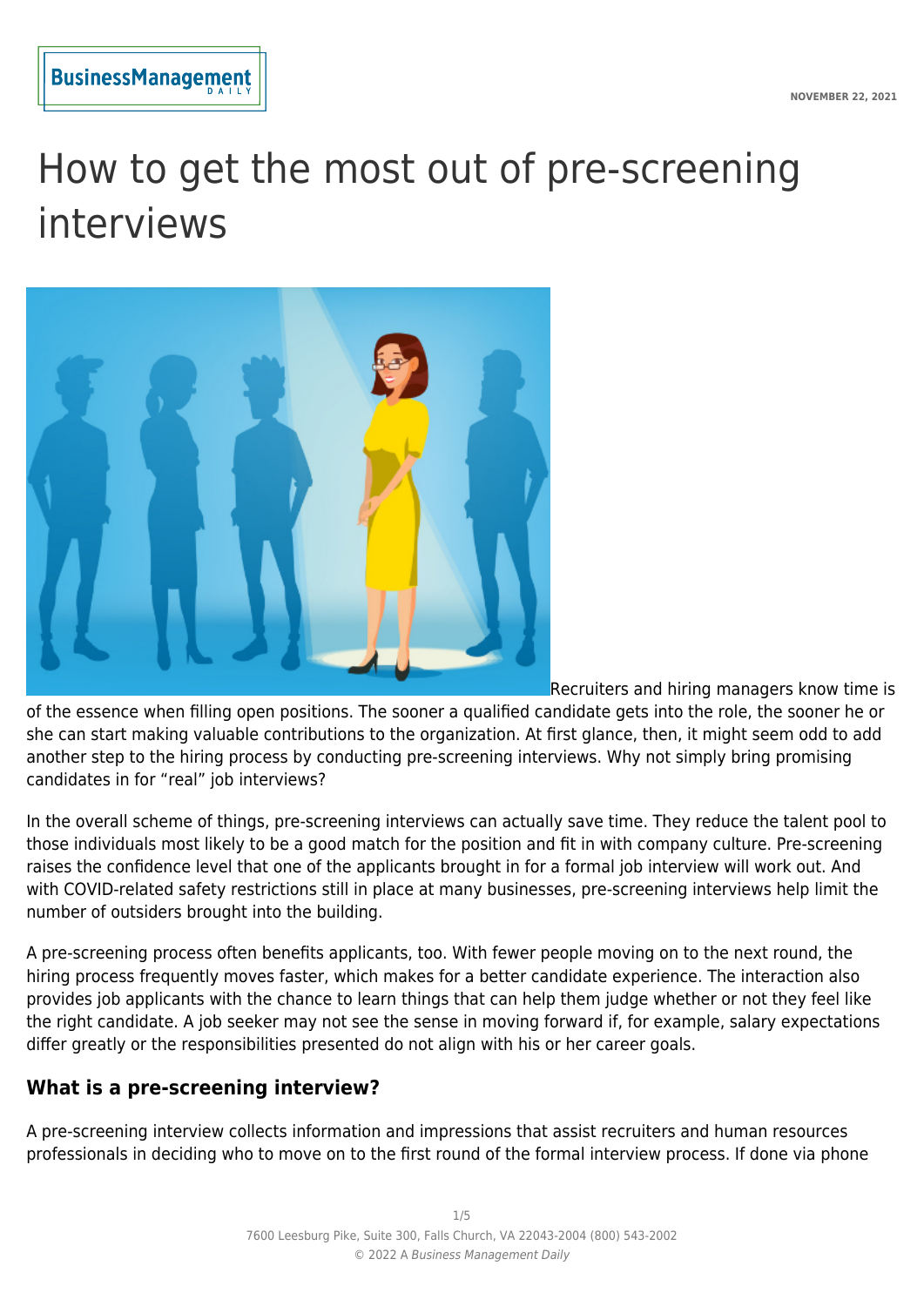# How to get the most out of pre-screening interviews

Recruiters and hiring managers know time is of the essence when filling open positions. The sooner a qualified candidate gets into the role, the sooner he or she can start making valuable contributions to the organization. At first glance, then, it might seem odd to add another step to the hiring process by conducting pre-screening interviews. Why not simply bring promising candidates in for "real" job interviews?

In the overall scheme of things, pre-screening interviews can actually save time. They reduce the talent pool to those individuals most likely to be a good match for the position and fit in with company culture. Pre-screening raises the confidence level that one of the applicants brought in for a formal job interview will work out. And with COVID-related safety restrictions still in place at many businesses, pre-screening interviews help limit the number of outsiders brought into the building.

A pre-screening process often benefits applicants, too. With fewer people moving on to the next round, the hiring process frequently moves faster, which makes for a better candidate experience. The interaction also provides job applicants with the chance to learn things that can help them judge whether or not they feel like the right candidate. A job seeker may not see the sense in moving forward if, for example, salary expectations differ greatly or the responsibilities presented do not align with his or her career goals.

## What is a pre-screening interview?

A pre-screening interview collects information and impressions that assist recruiters and human resources professionals in deciding who to move on to the first round of the formal interview process. If done via phone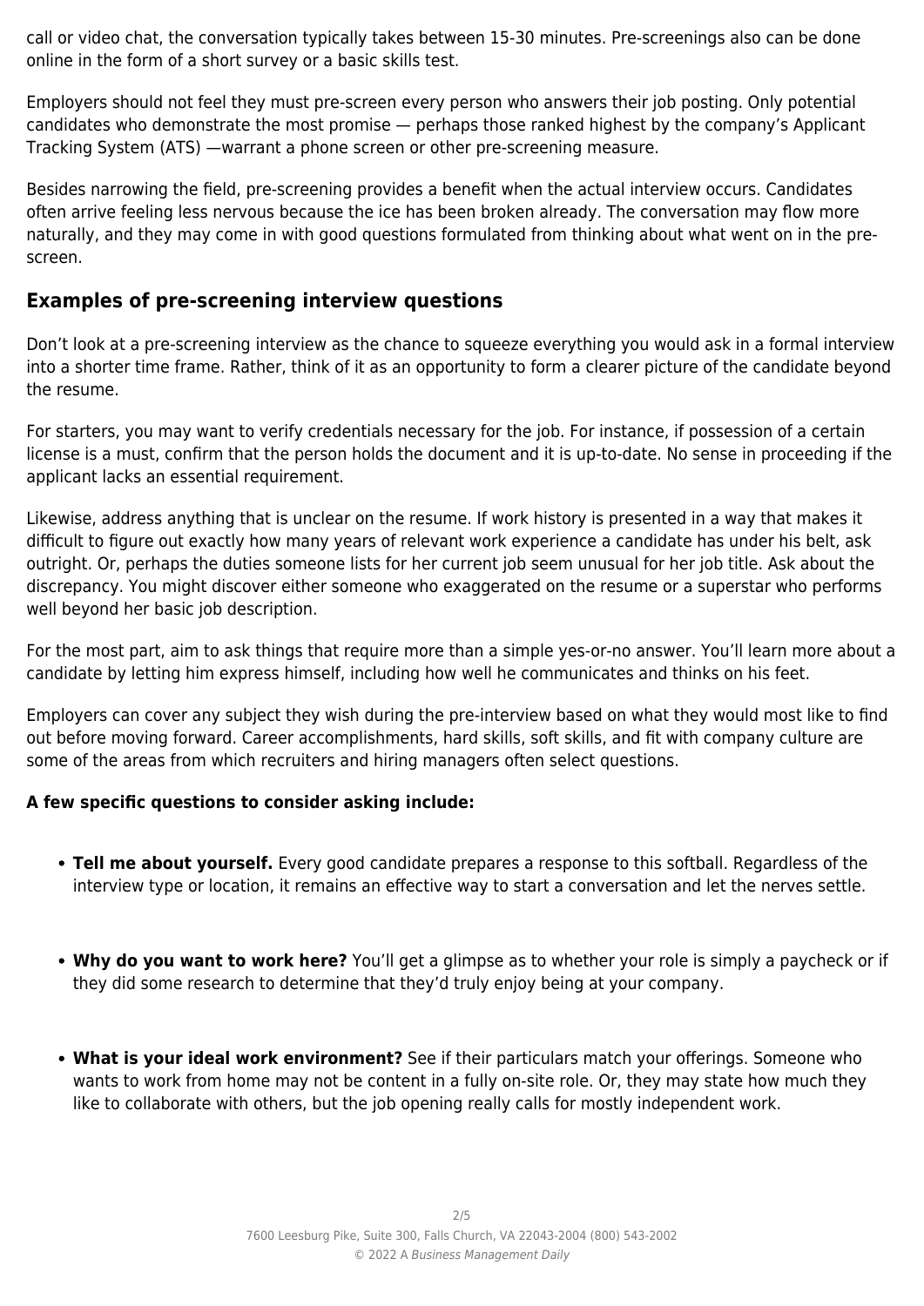call or video chat, the conversation typically takes between 15-30 minutes. Pre-screenings also can be done online in the form of a short survey or a basic skills test.

Employers should not feel they must pre-screen every person who answers their job posting. Only potential candidates who demonstrate the most promise — perhaps those ranked highest by the company's Applicant Tracking System (ATS) —warrant a phone screen or other pre-screening measure.

Besides narrowing the field, pre-screening provides a benefit when the actual interview occurs. Candidates often arrive feeling less nervous because the ice has been broken already. The conversation may flow more naturally, and they may come in with good questions formulated from thinking about what went on in the pre-screen.

## Examples of pre-screening interview questions

Don't look at a pre-screening interview as the chance to squeeze everything you would ask in a formal interview into a shorter time frame. Rather, think of it as an opportunity to form a clearer picture of the candidate beyond the resume.

For starters, you may want to verify credentials necessary for the job. For instance, if possession of a certain license is a must, confirm that the person holds the document and it is up-to-date. No sense in proceeding if the applicant lacks an essential requirement.

Likewise, address anything that is unclear on the resume. If work history is presented in a way that makes it difficult to figure out exactly how many years of relevant work experience a candidate has under his belt, ask outright. Or, perhaps the duties someone lists for her current job seem unusual for her job title. Ask about the discrepancy. You might discover either someone who exaggerated on the resume or a superstar who performs well beyond her basic job description.

For the most part, aim to ask things that require more than a simple yes-or-no answer. You'll learn more about a candidate by letting him express himself, including how well he communicates and thinks on his feet.

Employers can cover any subject they wish during the pre-interview based on what they would most like to find out before moving forward. Career accomplishments, hard skills, soft skills, and fit with company culture are some of the areas from which recruiters and hiring managers often select questions.

**A few specific questions to consider asking include:**

- **Tell me about yourself.** Every good candidate prepares a response to this softball. Regardless of the interview type or location, it remains an effective way to start a conversation and let the nerves settle.
- **Why do you want to work here?** You'll get a glimpse as to whether your role is simply a paycheck or if they did some research to determine that they'd truly enjoy being at your company.
- **What is your ideal work environment?** See if their particulars match your offerings. Someone who wants to work from home may not be content in a fully on-site role. Or, they may state how much they like to collaborate with others, but the job opening really calls for mostly independent work.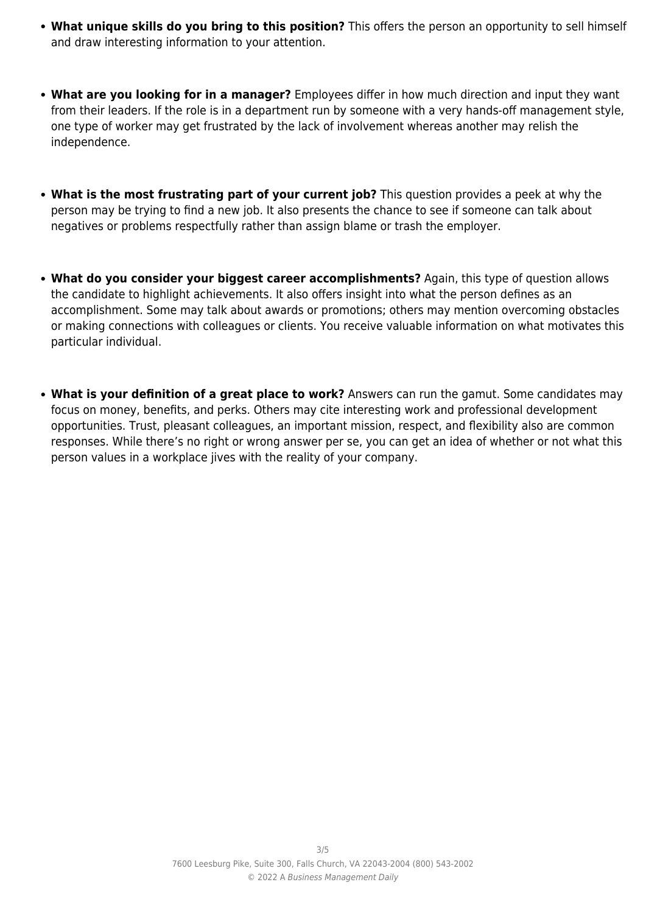- **What unique skills do you bring to this position?** This offers the person an opportunity to sell himself and draw interesting information to your attention.

- **What are you looking for in a manager?** Employees differ in how much direction and input they want from their leaders. If the role is in a department run by someone with a very hands-off management style, one type of worker may get frustrated by the lack of involvement whereas another may relish the independence.

- **What is the most frustrating part of your current job?** This question provides a peek at why the person may be trying to find a new job. It also presents the chance to see if someone can talk about negatives or problems respectfully rather than assign blame or trash the employer.

- **What do you consider your biggest career accomplishments?** Again, this type of question allows the candidate to highlight achievements. It also offers insight into what the person defines as an accomplishment. Some may talk about awards or promotions; others may mention overcoming obstacles or making connections with colleagues or clients. You receive valuable information on what motivates this particular individual.

- **What is your definition of a great place to work?** Answers can run the gamut. Some candidates may focus on money, benefits, and perks. Others may cite interesting work and professional development opportunities. Trust, pleasant colleagues, an important mission, respect, and flexibility also are common responses. While there's no right or wrong answer per se, you can get an idea of whether or not what this person values in a workplace jives with the reality of your company.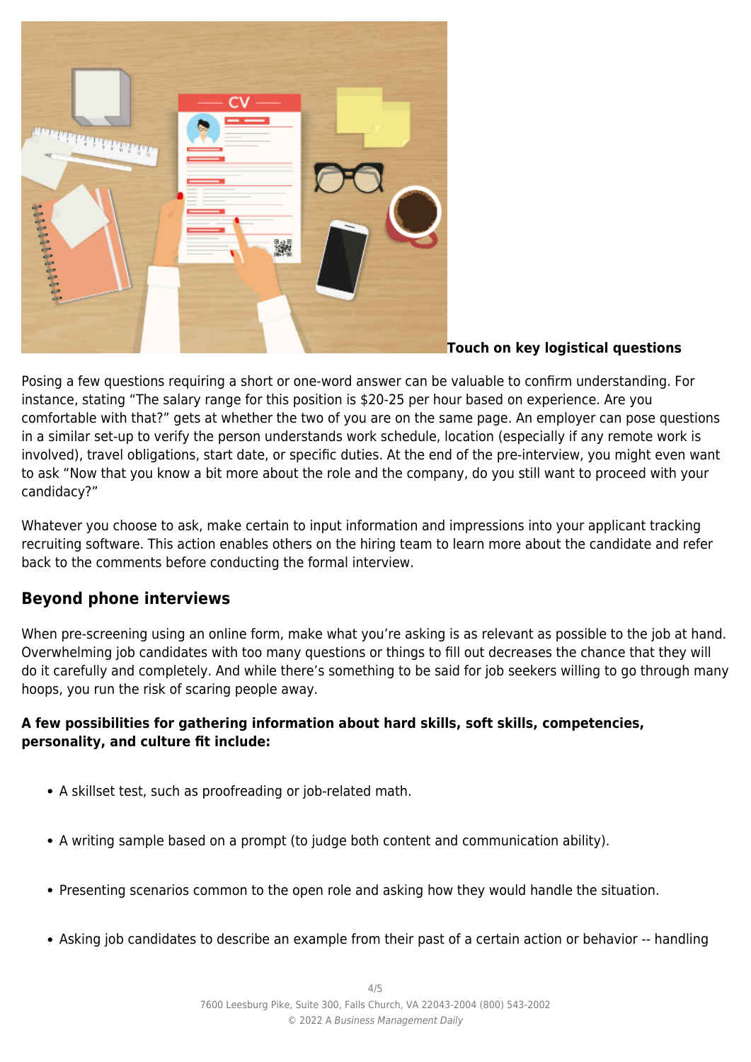**Touch on key logistical questions**

Posing a few questions requiring a short or one-word answer can be valuable to confirm understanding. For instance, stating “The salary range for this position is $20-25 per hour based on experience. Are you comfortable with that?” gets at whether the two of you are on the same page. An employer can pose questions in a similar set-up to verify the person understands work schedule, location (especially if any remote work is involved), travel obligations, start date, or specific duties. At the end of the pre-interview, you might even want to ask “Now that you know a bit more about the role and the company, do you still want to proceed with your candidacy?”

Whatever you choose to ask, make certain to input information and impressions into your applicant tracking recruiting software. This action enables others on the hiring team to learn more about the candidate and refer back to the comments before conducting the formal interview.

## Beyond phone interviews

When pre-screening using an online form, make what you’re asking is as relevant as possible to the job at hand. Overwhelming job candidates with too many questions or things to fill out decreases the chance that they will do it carefully and completely. And while there’s something to be said for job seekers willing to go through many hoops, you run the risk of scaring people away.

**A few possibilities for gathering information about hard skills, soft skills, competencies, personality, and culture fit include:**

- A skillset test, such as proofreading or job-related math.
- A writing sample based on a prompt (to judge both content and communication ability).
- Presenting scenarios common to the open role and asking how they would handle the situation.
- Asking job candidates to describe an example from their past of a certain action or behavior -- handling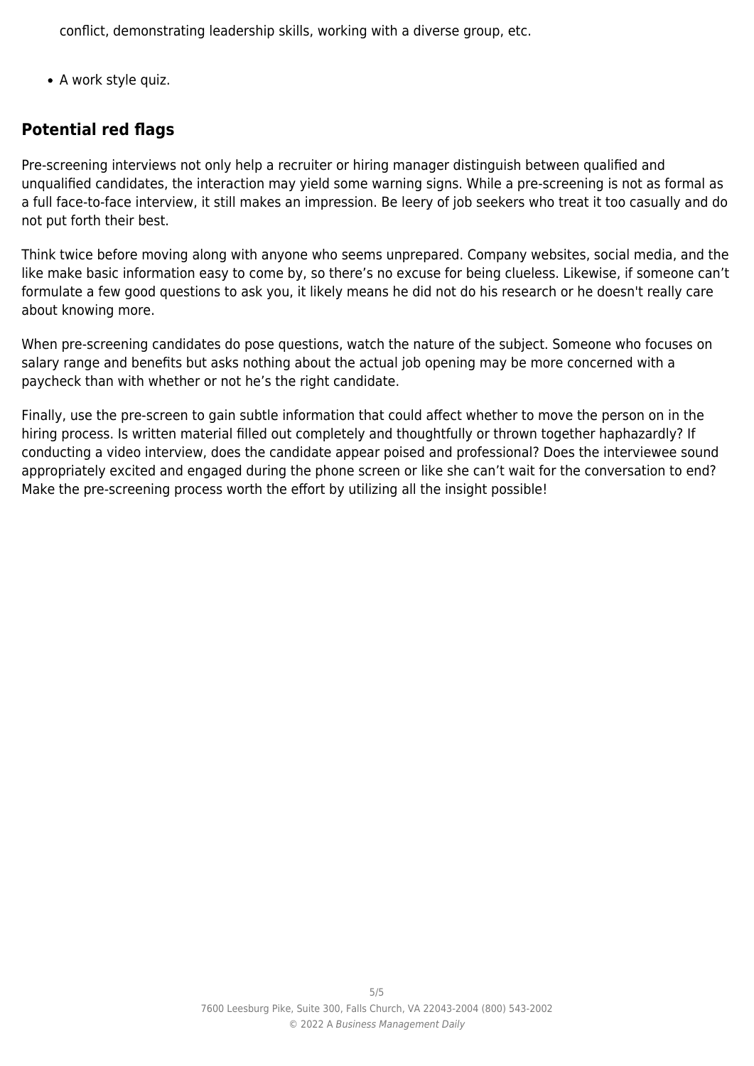conflict, demonstrating leadership skills, working with a diverse group, etc.

- A work style quiz.

## Potential red flags

Pre-screening interviews not only help a recruiter or hiring manager distinguish between qualified and unqualified candidates, the interaction may yield some warning signs. While a pre-screening is not as formal as a full face-to-face interview, it still makes an impression. Be leery of job seekers who treat it too casually and do not put forth their best.

Think twice before moving along with anyone who seems unprepared. Company websites, social media, and the like make basic information easy to come by, so there's no excuse for being clueless. Likewise, if someone can't formulate a few good questions to ask you, it likely means he did not do his research or he doesn't really care about knowing more.

When pre-screening candidates do pose questions, watch the nature of the subject. Someone who focuses on salary range and benefits but asks nothing about the actual job opening may be more concerned with a paycheck than with whether or not he's the right candidate.

Finally, use the pre-screen to gain subtle information that could affect whether to move the person on in the hiring process. Is written material filled out completely and thoughtfully or thrown together haphazardly? If conducting a video interview, does the candidate appear poised and professional? Does the interviewee sound appropriately excited and engaged during the phone screen or like she can't wait for the conversation to end? Make the pre-screening process worth the effort by utilizing all the insight possible!